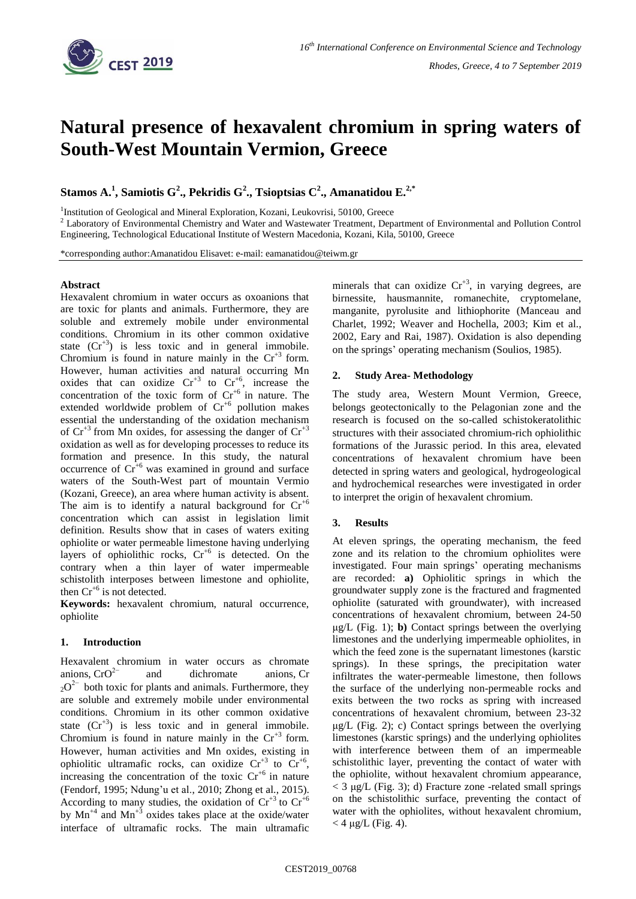# Natural presence of hexavalent chromium in spring waters of South-West Mountain Vermion, Greece

**Stamos A.[1], Samiotis G[2]., Pekridis G[2]., Tsioptsias C[2]., Amanatidou E.[2,*]**

[1]Institution of Geological and Mineral Exploration, Kozani, Leukovrisi, 50100, Greece

[2] Laboratory of Environmental Chemistry and Water and Wastewater Treatment, Department of Environmental and Pollution Control Engineering, Technological Educational Institute of Western Macedonia, Kozani, Kila, 50100, Greece

*corresponding author:Amanatidou Elisavet: e-mail: eamanatidou@teiwm.gr

## Abstract

Hexavalent chromium in water occurs as oxoanions that are toxic for plants and animals. Furthermore, they are soluble and extremely mobile under environmental conditions. Chromium in its other common oxidative state ($Cr^{+3}$) is less toxic and in general immobile. Chromium is found in nature mainly in the $Cr^{+3}$ form. However, human activities and natural occurring Mn oxides that can oxidize $Cr^{+3}$ to $Cr^{+6}$, increase the concentration of the toxic form of $Cr^{+6}$ in nature. The extended worldwide problem of $Cr^{+6}$ pollution makes essential the understanding of the oxidation mechanism of $Cr^{+3}$ from Mn oxides, for assessing the danger of $Cr^{+3}$ oxidation as well as for developing processes to reduce its formation and presence. In this study, the natural occurrence of $Cr^{+6}$ was examined in ground and surface waters of the South-West part of mountain Vermio (Kozani, Greece), an area where human activity is absent. The aim is to identify a natural background for $Cr^{+6}$ concentration which can assist in legislation limit definition. Results show that in cases of waters exiting ophiolite or water permeable limestone having underlying layers of ophiolithic rocks, $Cr^{+6}$ is detected. On the contrary when a thin layer of water impermeable schistolith interposes between limestone and ophiolite, then $Cr^{+6}$ is not detected.

**Keywords:** hexavalent chromium, natural occurrence, ophiolite

## 1. Introduction

Hexavalent chromium in water occurs as chromate anions, $CrO^{2-}$ and dichromate anions, $Cr_2O^{2-}$ both toxic for plants and animals. Furthermore, they are soluble and extremely mobile under environmental conditions. Chromium in its other common oxidative state ($Cr^{+3}$) is less toxic and in general immobile. Chromium is found in nature mainly in the $Cr^{+3}$ form. However, human activities and Mn oxides, existing in ophiolitic ultramafic rocks, can oxidize $Cr^{+3}$ to $Cr^{+6}$, increasing the concentration of the toxic $Cr^{+6}$ in nature (Fendorf, 1995; Ndung'u et al., 2010; Zhong et al., 2015). According to many studies, the oxidation of $Cr^{+3}$ to $Cr^{+6}$ by $Mn^{+4}$ and $Mn^{+3}$ oxides takes place at the oxide/water interface of ultramafic rocks. The main ultramafic minerals that can oxidize $Cr^{+3}$, in varying degrees, are birnessite, hausmannite, romanechite, cryptomelane, manganite, pyrolusite and lithiophorite (Manceau and Charlet, 1992; Weaver and Hochella, 2003; Kim et al., 2002, Eary and Rai, 1987). Oxidation is also depending on the springs' operating mechanism (Soulios, 1985).

## 2. Study Area- Methodology

The study area, Western Mount Vermion, Greece, belongs geotectonically to the Pelagonian zone and the research is focused on the so-called schistokeratolithic structures with their associated chromium-rich ophiolithic formations of the Jurassic period. In this area, elevated concentrations of hexavalent chromium have been detected in spring waters and geological, hydrogeological and hydrochemical researches were investigated in order to interpret the origin of hexavalent chromium.

## 3. Results

At eleven springs, the operating mechanism, the feed zone and its relation to the chromium ophiolites were investigated. Four main springs' operating mechanisms are recorded: **a)** Ophiolitic springs in which the groundwater supply zone is the fractured and fragmented ophiolite (saturated with groundwater), with increased concentrations of hexavalent chromium, between 24-50 μg/L (Fig. 1); **b)** Contact springs between the overlying limestones and the underlying impermeable ophiolites, in which the feed zone is the supernatant limestones (karstic springs). In these springs, the precipitation water infiltrates the water-permeable limestone, then follows the surface of the underlying non-permeable rocks and exits between the two rocks as spring with increased concentrations of hexavalent chromium, between 23-32 μg/L (Fig. 2); c) Contact springs between the overlying limestones (karstic springs) and the underlying ophiolites with interference between them of an impermeable schistolithic layer, preventing the contact of water with the ophiolite, without hexavalent chromium appearance, < 3 μg/L (Fig. 3); d) Fracture zone -related small springs on the schistolithic surface, preventing the contact of water with the ophiolites, without hexavalent chromium, < 4 μg/L (Fig. 4).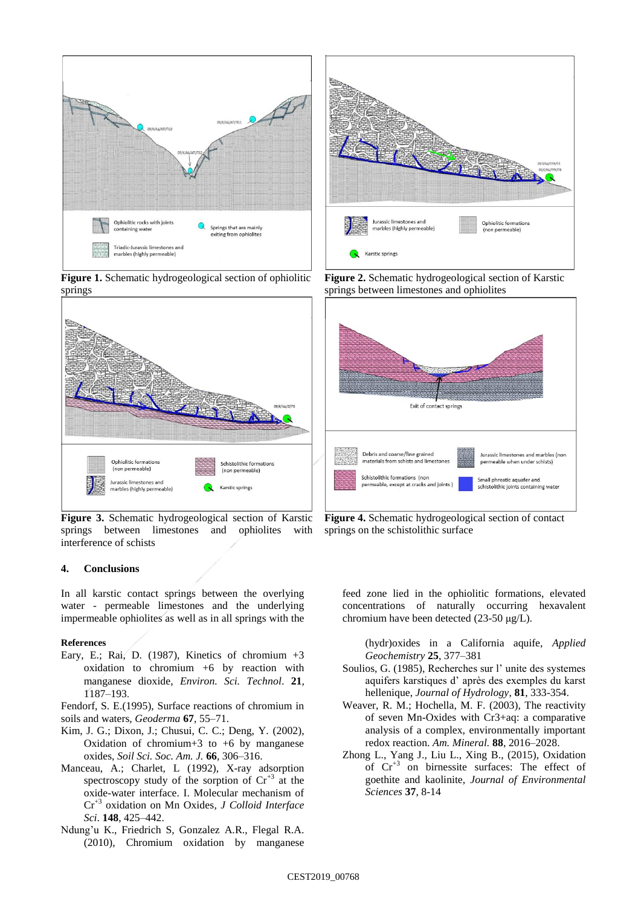Ophiolitic rocks with joints containing water

Springs that are mainly exiting from ophiolites

Triadic-Jurassic limestones and marbles (highly permeable)

09/K/AA/AT/T10

09/K/AA/AT/T11

09/K/AA/AT/T12

**Figure 1.** Schematic hydrogeological section of ophiolitic springs

Jurassic limestones and marbles (highly permeable)

Ophiolitic formations (non permeable)

Karstic springs

**Figure 2.** Schematic hydrogeological section of Karstic springs between limestones and ophiolites

Ophiolitic formations (non permeable)

Schistolithic formations (non permeable)

Jurassic limestones and marbles (highly permeable)

Karstic springs

**Figure 3.** Schematic hydrogeological section of Karstic springs between limestones and ophiolites with interference of schists

Exit of contact springs

Debris and coarse/fine grained materials from schists and limestones

Jurassic limestones and marbles (non permeable when under schists)

Schistolithic formations (non permeable, except at cracks and joints)

Small phreatic aquafer and schistolithic joints containing water

**Figure 4.** Schematic hydrogeological section of contact springs on the schistolithic surface

## 4. Conclusions

In all karstic contact springs between the overlying water - permeable limestones and the underlying impermeable ophiolites as well as in all springs with the feed zone lied in the ophiolitic formations, elevated concentrations of naturally occurring hexavalent chromium have been detected (23-50 μg/L).

### References

Eary, E.; Rai, D. (1987), Kinetics of chromium +3 oxidation to chromium +6 by reaction with manganese dioxide, *Environ. Sci. Technol*. **21**, 1187–193.

Fendorf, S. E.(1995), Surface reactions of chromium in soils and waters, *Geoderma* **67**, 55–71.

Kim, J. G.; Dixon, J.; Chusui, C. C.; Deng, Y. (2002), Oxidation of chromium+3 to +6 by manganese oxides, *Soil Sci. Soc. Am. J.* **66**, 306–316.

Manceau, A.; Charlet, L (1992), X-ray adsorption spectroscopy study of the sorption of $Cr^{+3}$ at the oxide-water interface. I. Molecular mechanism of $Cr^{+3}$ oxidation on Mn Oxides, *J Colloid Interface Sci*. **148**, 425–442.

Ndung'u K., Friedrich S, Gonzalez A.R., Flegal R.A. (2010), Chromium oxidation by manganese (hydr)oxides in a California aquife, *Applied Geochemistry* **25**, 377–381

Soulios, G. (1985), Recherches sur l' unite des systemes aquifers karstiques d' après des exemples du karst hellenique, *Journal of Hydrology*, **81**, 333-354.

Weaver, R. M.; Hochella, M. F. (2003), The reactivity of seven Mn-Oxides with Cr3+aq: a comparative analysis of a complex, environmentally important redox reaction. *Am. Mineral.* **88**, 2016–2028.

Zhong L., Yang J., Liu L., Xing B., (2015), Oxidation of $Cr^{+3}$ on birnessite surfaces: The effect of goethite and kaolinite, *Journal of Environmental Sciences* **37**, 8-14